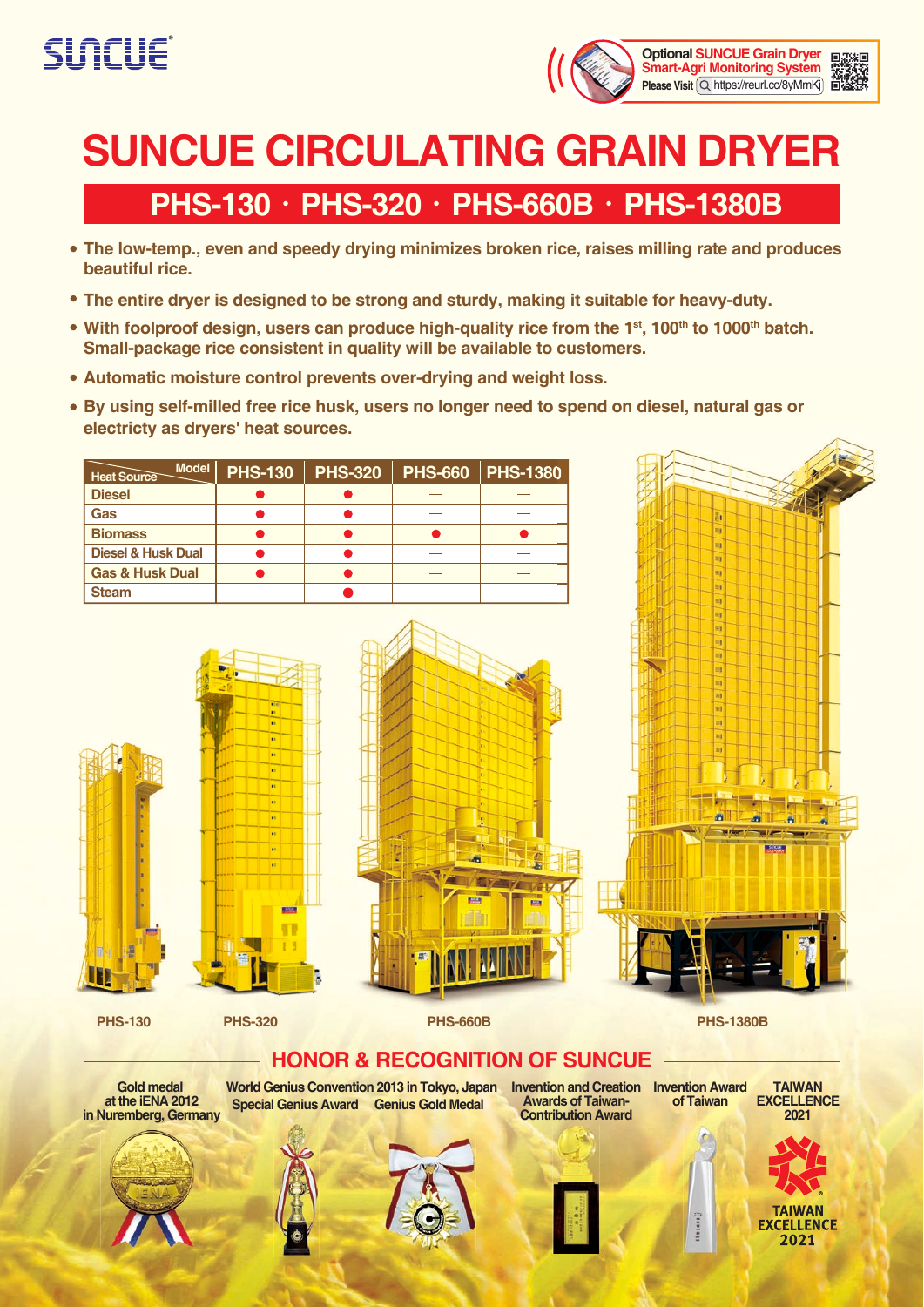SUNCUE

Optional SUNCUE Grain Dryer Smart-Agri Monitoring System
Please Visit https://reurl.cc/8yMmKj

# SUNCUE CIRCULATING GRAIN DRYER

## PHS-130 · PHS-320 · PHS-660B · PHS-1380B

- The low-temp., even and speedy drying minimizes broken rice, raises milling rate and produces beautiful rice.
- The entire dryer is designed to be strong and sturdy, making it suitable for heavy-duty.
- With foolproof design, users can produce high-quality rice from the 1st, 100th to 1000th batch. Small-package rice consistent in quality will be available to customers.
- Automatic moisture control prevents over-drying and weight loss.
- By using self-milled free rice husk, users no longer need to spend on diesel, natural gas or electricty as dryers' heat sources.

| Heat Source \ Model | PHS-130 | PHS-320 | PHS-660 | PHS-1380 |
|---|---|---|---|---|
| Diesel | ● | ● | — | — |
| Gas | ● | ● | — | — |
| Biomass | ● | ● | ● | ● |
| Diesel & Husk Dual | ● | ● | — | — |
| Gas & Husk Dual | ● | ● | — | — |
| Steam | — | ● | — | — |

PHS-130

PHS-320

PHS-660B

PHS-1380B

## HONOR & RECOGNITION OF SUNCUE

- Gold medal at the iENA 2012 in Nuremberg, Germany
- World Genius Convention 2013 in Tokyo, Japan: Special Genius Award, Genius Gold Medal
- Invention and Creation Awards of Taiwan-Contribution Award
- Invention Award of Taiwan
- TAIWAN EXCELLENCE 2021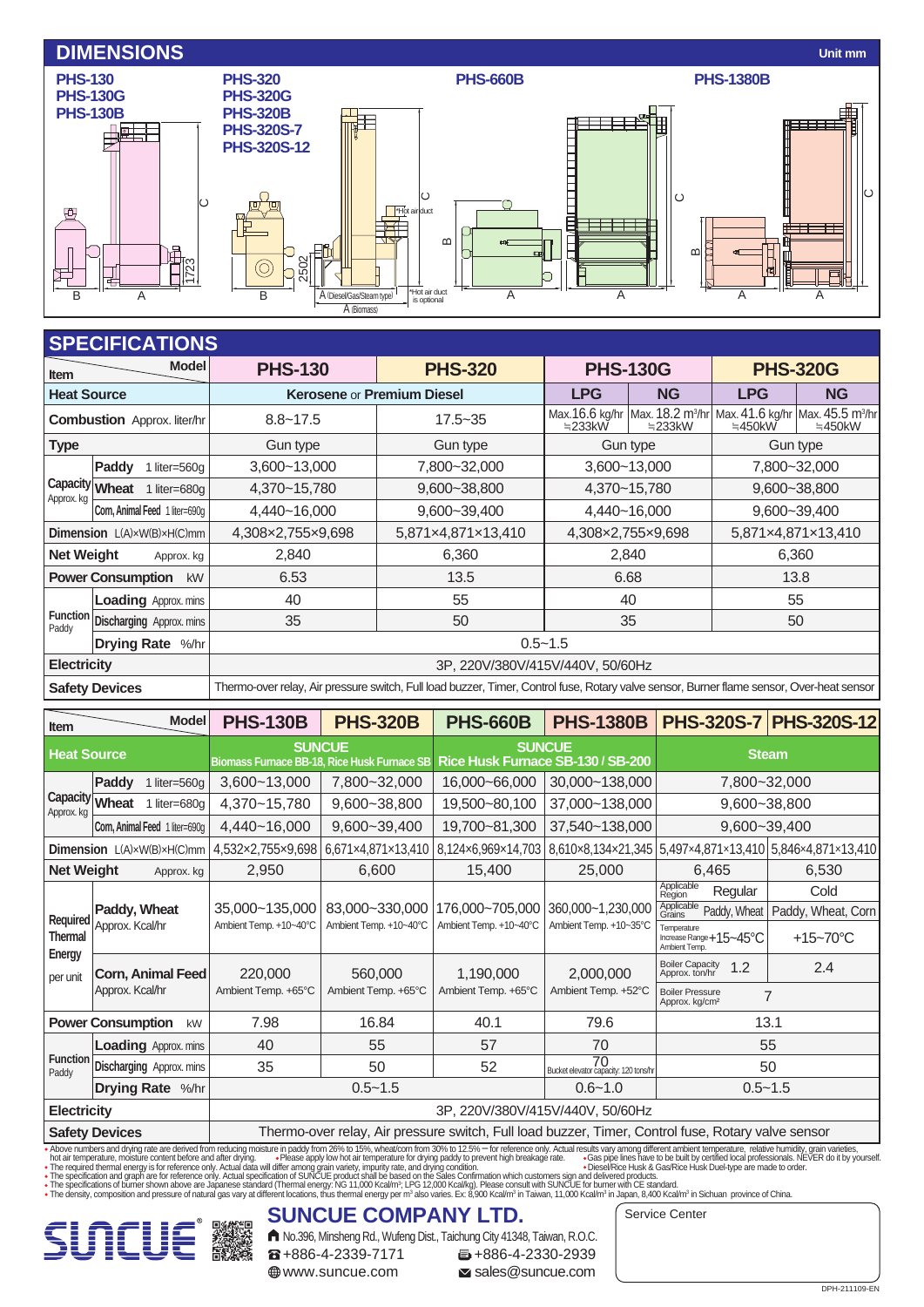## DIMENSIONS

Unit mm

PHS-130
PHS-130G
PHS-130B

PHS-320
PHS-320G
PHS-320B
PHS-320S-7
PHS-320S-12

PHS-660B

PHS-1380B

C 1723 B A

C 2502 B A (Diesel/Gas/Steam type) A (Biomass) *Hot air duct *Hot air duct is optional

C B A

C B A

## SPECIFICATIONS

| Item \ Model | | PHS-130 | PHS-320 | PHS-130G | | PHS-320G | |
|---|---|---|---|---|---|---|---|
| Heat Source | | Kerosene or Premium Diesel | | LPG | NG | LPG | NG |
| Combustion Approx. liter/hr | | 8.8~17.5 | 17.5~35 | Max.16.6 kg/hr ≒233kW | Max. 18.2 m³/hr ≒233kW | Max. 41.6 kg/hr ≒450kW | Max. 45.5 m³/hr ≒450kW |
| Type | | Gun type | Gun type | Gun type | | Gun type | |
| Capacity Approx. kg | Paddy 1 liter=560g | 3,600~13,000 | 7,800~32,000 | 3,600~13,000 | | 7,800~32,000 | |
| | Wheat 1 liter=680g | 4,370~15,780 | 9,600~38,800 | 4,370~15,780 | | 9,600~38,800 | |
| | Corn, Animal Feed 1 liter=690g | 4,440~16,000 | 9,600~39,400 | 4,440~16,000 | | 9,600~39,400 | |
| Dimension L(A)×W(B)×H(C)mm | | 4,308×2,755×9,698 | 5,871×4,871×13,410 | 4,308×2,755×9,698 | | 5,871×4,871×13,410 | |
| Net Weight Approx. kg | | 2,840 | 6,360 | 2,840 | | 6,360 | |
| Power Consumption kW | | 6.53 | 13.5 | 6.68 | | 13.8 | |
| Function Paddy | Loading Approx. mins | 40 | 55 | 40 | | 55 | |
| | Discharging Approx. mins | 35 | 50 | 35 | | 50 | |
| | Drying Rate %/hr | 0.5~1.5 | | | | | |
| Electricity | | 3P, 220V/380V/415V/440V, 50/60Hz | | | | | |
| Safety Devices | | Thermo-over relay, Air pressure switch, Full load buzzer, Timer, Control fuse, Rotary valve sensor, Burner flame sensor, Over-heat sensor | | | | | |

| Item \ Model | | PHS-130B | PHS-320B | PHS-660B | PHS-1380B | PHS-320S-7 | PHS-320S-12 |
|---|---|---|---|---|---|---|---|
| Heat Source | | SUNCUE Biomass Furnace BB-18, Rice Husk Furnace SB | | SUNCUE Rice Husk Furnace SB-130 / SB-200 | | Steam | |
| Capacity Approx. kg | Paddy 1 liter=560g | 3,600~13,000 | 7,800~32,000 | 16,000~66,000 | 30,000~138,000 | 7,800~32,000 | |
| | Wheat 1 liter=680g | 4,370~15,780 | 9,600~38,800 | 19,500~80,100 | 37,000~138,000 | 9,600~38,800 | |
| | Corn, Animal Feed 1 liter=690g | 4,440~16,000 | 9,600~39,400 | 19,700~81,300 | 37,540~138,000 | 9,600~39,400 | |
| Dimension L(A)×W(B)×H(C)mm | | 4,532×2,755×9,698 | 6,671×4,871×13,410 | 8,124×6,969×14,703 | 8,610×8,134×21,345 | 5,497×4,871×13,410 | 5,846×4,871×13,410 |
| Net Weight Approx. kg | | 2,950 | 6,600 | 15,400 | 25,000 | 6,465 | 6,530 |
| Required Thermal Energy per unit | Paddy, Wheat Approx. Kcal/hr | 35,000~135,000 Ambient Temp. +10~40°C | 83,000~330,000 Ambient Temp. +10~40°C | 176,000~705,000 Ambient Temp. +10~40°C | 360,000~1,230,000 Ambient Temp. +10~35°C | Applicable Region: Regular; Applicable Grains: Paddy, Wheat; Temperature Increase Range Ambient Temp.: +15~45°C | Applicable Region: Cold; Applicable Grains: Paddy, Wheat, Corn; Temperature Increase Range Ambient Temp.: +15~70°C |
| | Corn, Animal Feed Approx. Kcal/hr | 220,000 Ambient Temp. +65°C | 560,000 Ambient Temp. +65°C | 1,190,000 Ambient Temp. +65°C | 2,000,000 Ambient Temp. +52°C | Boiler Capacity Approx. ton/hr: 1.2; Boiler Pressure Approx. kg/cm²: 7 | Boiler Capacity Approx. ton/hr: 2.4; Boiler Pressure Approx. kg/cm²: 7 |
| Power Consumption kW | | 7.98 | 16.84 | 40.1 | 79.6 | 13.1 | |
| Function Paddy | Loading Approx. mins | 40 | 55 | 57 | 70 | 55 | |
| | Discharging Approx. mins | 35 | 50 | 52 | 70 Bucket elevator capacity: 120 tons/hr | 50 | |
| | Drying Rate %/hr | 0.5~1.5 | | | 0.6~1.0 | 0.5~1.5 | |
| Electricity | | 3P, 220V/380V/415V/440V, 50/60Hz | | | | | |
| Safety Devices | | Thermo-over relay, Air pressure switch, Full load buzzer, Timer, Control fuse, Rotary valve sensor | | | | | |

- Above numbers and drying rate are derived from reducing moisture in paddy from 26% to 15%, wheat/corn from 30% to 12.5% – for reference only. Actual results vary among different ambient temperature, relative humidity, grain varieties, hot air temperature, moisture content before and after drying.
- Please apply low hot air temperature for drying paddy to prevent high breakage rate.
- Gas pipe lines have to be built by certified local professionals. NEVER do it by yourself.
- The required thermal energy is for reference only. Actual data will differ among grain variety, impurity rate, and drying condition.
- Diesel/Rice Husk & Gas/Rice Husk Duel-type are made to order.
- The specification and graph are for reference only. Actual specification of SUNCUE product shall be based on the Sales Confirmation which customers sign and delivered products.
- The specifications of burner shown above are Japanese standard (Thermal energy: NG 11,000 Kcal/m³; LPG 12,000 Kcal/kg). Please consult with SUNCUE for burner with CE standard.
- The density, composition and pressure of natural gas vary at different locations, thus thermal energy per m³ also varies. Ex: 8,900 Kcal/m³ in Taiwan, 11,000 Kcal/m³ in Japan, 8,400 Kcal/m³ in Sichuan province of China.

**SUNCUE COMPANY LTD.**

No.396, Minsheng Rd., Wufeng Dist., Taichung City 41348, Taiwan, R.O.C.
+886-4-2339-7171
+886-4-2330-2939
www.suncue.com
sales@suncue.com

Service Center

DPH-211109-EN